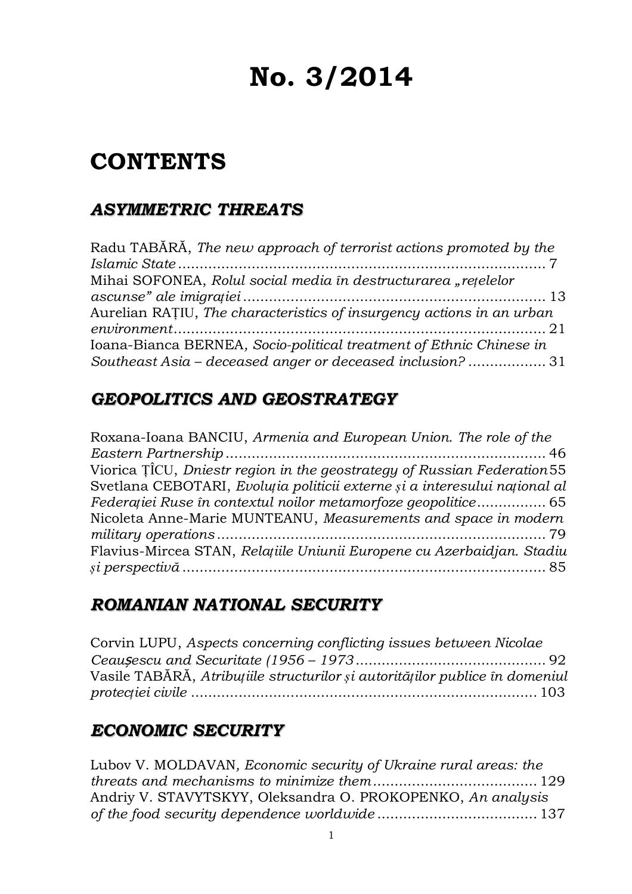# No. 3/2014

# CONTENTS

## *ASYMMETRIC THREATS*

Radu TABĂRĂ, *The new approach of terrorist actions promoted by the Islamic State* ........................................................................ 7

Mihai SOFONEA, *Rolul social media în destructurarea „rețelelor ascunse" ale imigrației* ........................................................................ 13

Aurelian RAȚIU, *The characteristics of insurgency actions in an urban environment* ........................................................................ 21

Ioana-Bianca BERNEA, *Socio-political treatment of Ethnic Chinese in Southeast Asia – deceased anger or deceased inclusion?* .................. 31

## *GEOPOLITICS AND GEOSTRATEGY*

Roxana-Ioana BANCIU, *Armenia and European Union. The role of the Eastern Partnership* ........................................................................ 46

Viorica ȚÎCU, *Dniestr region in the geostrategy of Russian Federation* 55

Svetlana CEBOTARI, *Evoluția politicii externe și a interesului național al Federației Ruse în contextul noilor metamorfoze geopolitice* ................ 65

Nicoleta Anne-Marie MUNTEANU, *Measurements and space in modern military operations* ........................................................................ 79

Flavius-Mircea STAN, *Relațiile Uniunii Europene cu Azerbaidjan. Stadiu și perspectivă* ........................................................................ 85

## *ROMANIAN NATIONAL SECURITY*

Corvin LUPU, *Aspects concerning conflicting issues between Nicolae Ceaușescu and Securitate (1956 – 1973* ............................................ 92

Vasile TABĂRĂ, *Atribuțiile structurilor și autorităților publice în domeniul protecției civile* ........................................................................ 103

## *ECONOMIC SECURITY*

Lubov V. MOLDAVAN, *Economic security of Ukraine rural areas: the threats and mechanisms to minimize them* ...................................... 129

Andriy V. STAVYTSKYY, Oleksandra O. PROKOPENKO, *An analysis of the food security dependence worldwide* ..................................... 137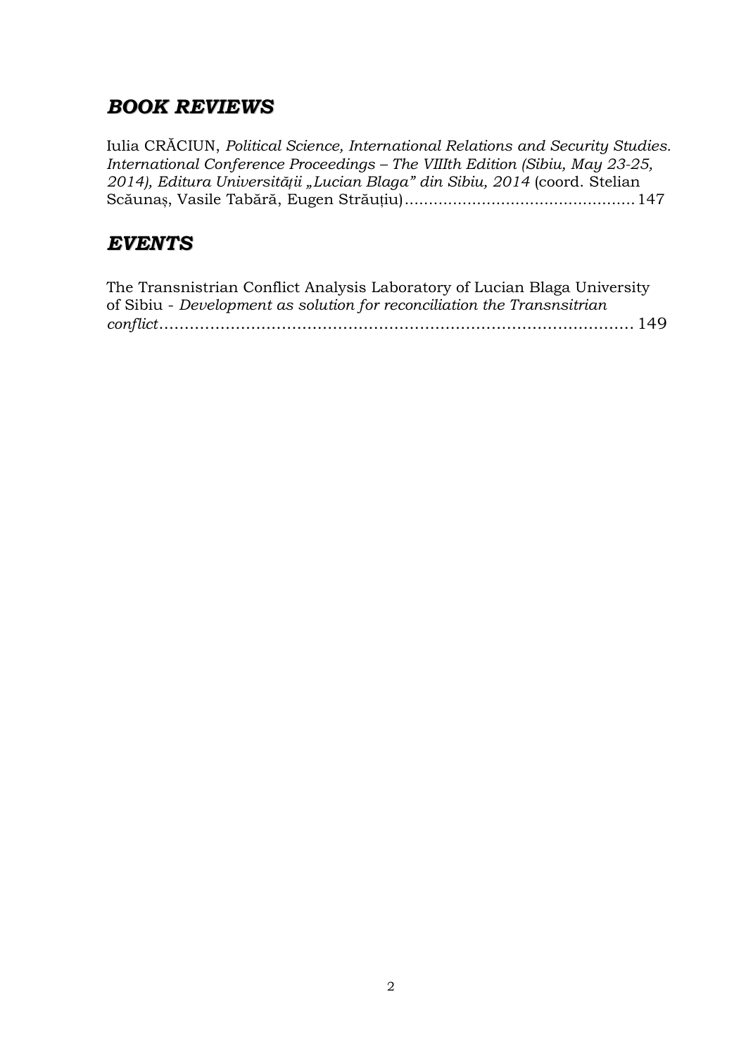## *BOOK REVIEWS*

Iulia CRĂCIUN, *Political Science, International Relations and Security Studies. International Conference Proceedings – The VIIIth Edition (Sibiu, May 23-25, 2014), Editura Universității „Lucian Blaga" din Sibiu, 2014* (coord. Stelian Scăunaș, Vasile Tabără, Eugen Străuțiu)................................................ 147

## *EVENTS*

The Transnistrian Conflict Analysis Laboratory of Lucian Blaga University of Sibiu - *Development as solution for reconciliation the Transnsitrian conflict*.............................................................................................. 149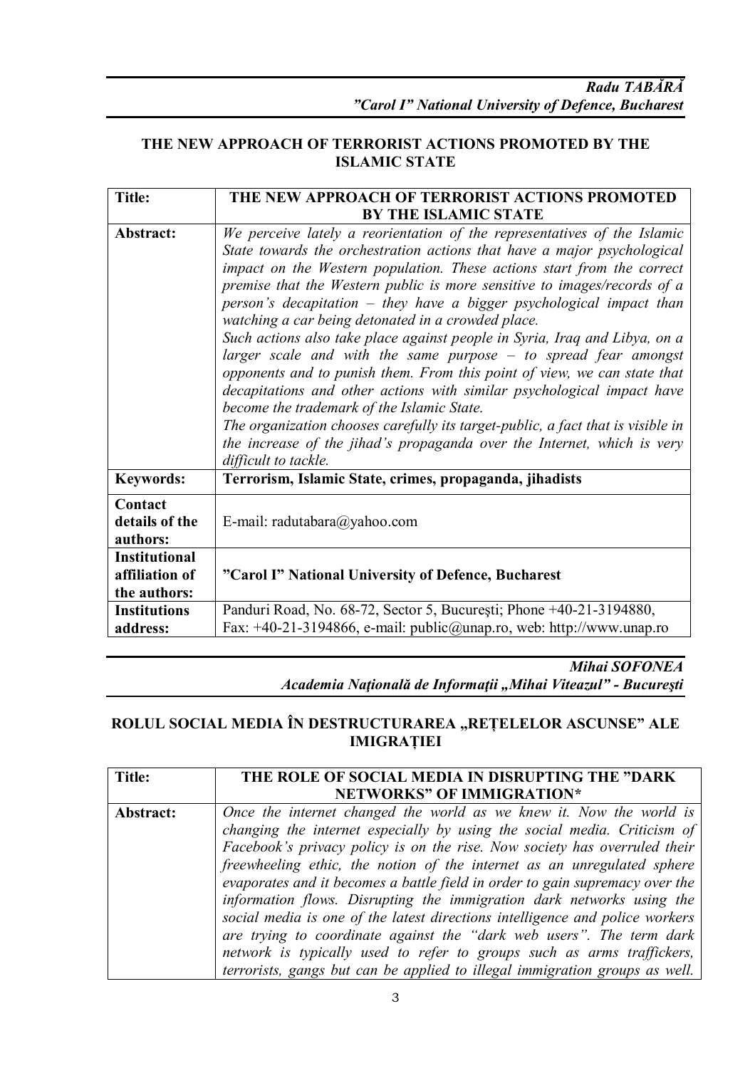***Radu TABĂRĂ***
***"Carol I" National University of Defence, Bucharest***

## THE NEW APPROACH OF TERRORIST ACTIONS PROMOTED BY THE ISLAMIC STATE

| **Title:** | **THE NEW APPROACH OF TERRORIST ACTIONS PROMOTED BY THE ISLAMIC STATE** |
|---|---|
| **Abstract:** | *We perceive lately a reorientation of the representatives of the Islamic State towards the orchestration actions that have a major psychological impact on the Western population. These actions start from the correct premise that the Western public is more sensitive to images/records of a person's decapitation – they have a bigger psychological impact than watching a car being detonated in a crowded place.* *Such actions also take place against people in Syria, Iraq and Libya, on a larger scale and with the same purpose – to spread fear amongst opponents and to punish them. From this point of view, we can state that decapitations and other actions with similar psychological impact have become the trademark of the Islamic State.* *The organization chooses carefully its target-public, a fact that is visible in the increase of the jihad's propaganda over the Internet, which is very difficult to tackle.* |
| **Keywords:** | **Terrorism, Islamic State, crimes, propaganda, jihadists** |
| **Contact details of the authors:** | E-mail: radutabara@yahoo.com |
| **Institutional affiliation of the authors:** | **"Carol I" National University of Defence, Bucharest** |
| **Institutions address:** | Panduri Road, No. 68-72, Sector 5, București; Phone +40-21-3194880, Fax: +40-21-3194866, e-mail: public@unap.ro, web: http://www.unap.ro |

***Mihai SOFONEA***
***Academia Naţională de Informaţii „Mihai Viteazul" - Bucureşti***

## ROLUL SOCIAL MEDIA ÎN DESTRUCTURAREA „REȚELELOR ASCUNSE" ALE IMIGRAȚIEI

| **Title:** | **THE ROLE OF SOCIAL MEDIA IN DISRUPTING THE "DARK NETWORKS" OF IMMIGRATION*** |
|---|---|
| **Abstract:** | *Once the internet changed the world as we knew it. Now the world is changing the internet especially by using the social media. Criticism of Facebook's privacy policy is on the rise. Now society has overruled their freewheeling ethic, the notion of the internet as an unregulated sphere evaporates and it becomes a battle field in order to gain supremacy over the information flows. Disrupting the immigration dark networks using the social media is one of the latest directions intelligence and police workers are trying to coordinate against the "dark web users". The term dark network is typically used to refer to groups such as arms traffickers, terrorists, gangs but can be applied to illegal immigration groups as well.* |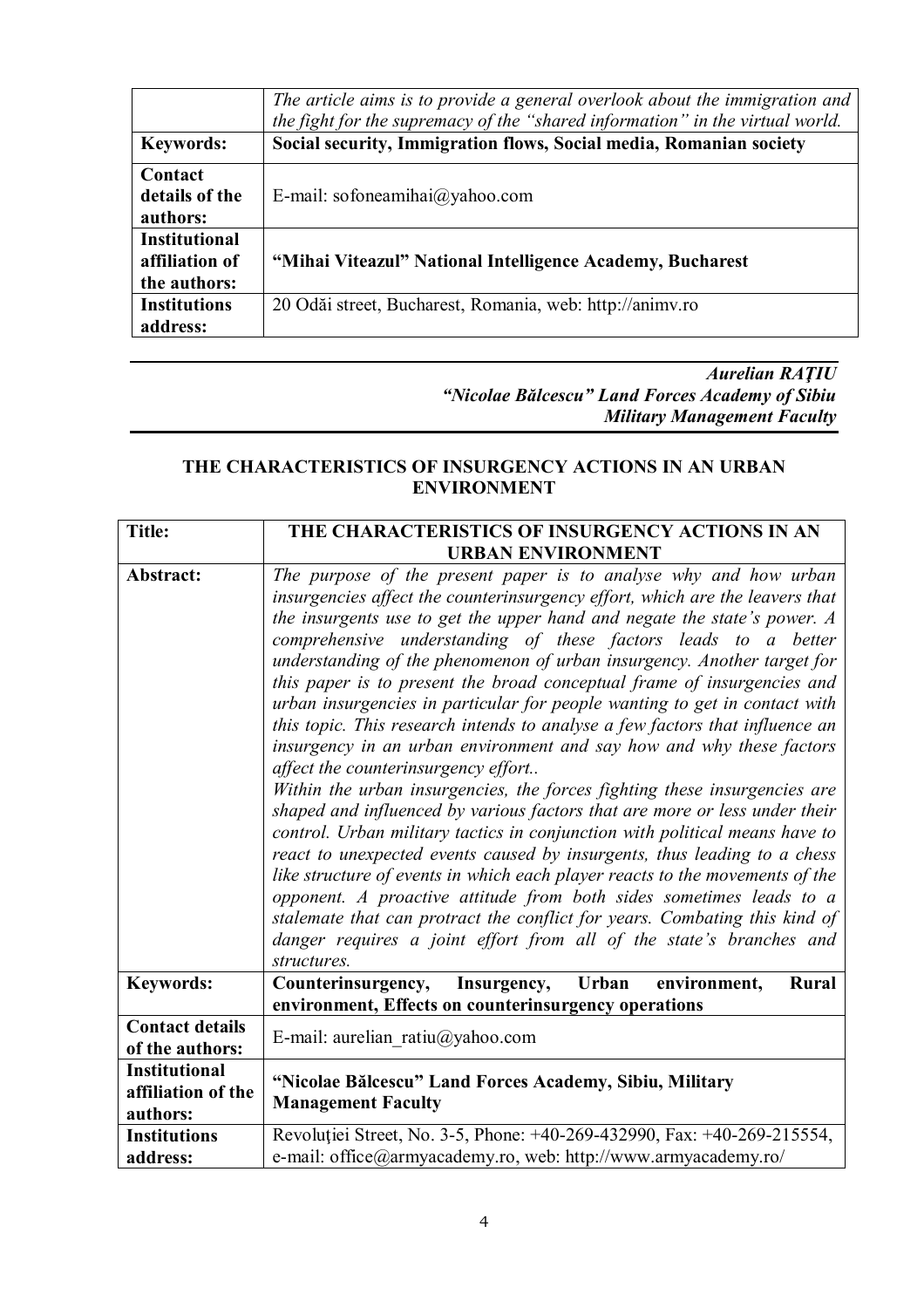| | |
|---|---|
| | *The article aims is to provide a general overlook about the immigration and the fight for the supremacy of the "shared information" in the virtual world.* |
| **Keywords:** | **Social security, Immigration flows, Social media, Romanian society** |
| **Contact details of the authors:** | E-mail: sofoneamihai@yahoo.com |
| **Institutional affiliation of the authors:** | **"Mihai Viteazul" National Intelligence Academy, Bucharest** |
| **Institutions address:** | 20 Odăi street, Bucharest, Romania, web: http://animv.ro |

***Aurelian RAȚIU***
***"Nicolae Bălcescu" Land Forces Academy of Sibiu***
***Military Management Faculty***

## THE CHARACTERISTICS OF INSURGENCY ACTIONS IN AN URBAN ENVIRONMENT

| **Title:** | **THE CHARACTERISTICS OF INSURGENCY ACTIONS IN AN URBAN ENVIRONMENT** |
|---|---|
| **Abstract:** | *The purpose of the present paper is to analyse why and how urban insurgencies affect the counterinsurgency effort, which are the leavers that the insurgents use to get the upper hand and negate the state's power. A comprehensive understanding of these factors leads to a better understanding of the phenomenon of urban insurgency. Another target for this paper is to present the broad conceptual frame of insurgencies and urban insurgencies in particular for people wanting to get in contact with this topic. This research intends to analyse a few factors that influence an insurgency in an urban environment and say how and why these factors affect the counterinsurgency effort..* <br> *Within the urban insurgencies, the forces fighting these insurgencies are shaped and influenced by various factors that are more or less under their control. Urban military tactics in conjunction with political means have to react to unexpected events caused by insurgents, thus leading to a chess like structure of events in which each player reacts to the movements of the opponent. A proactive attitude from both sides sometimes leads to a stalemate that can protract the conflict for years. Combating this kind of danger requires a joint effort from all of the state's branches and structures.* |
| **Keywords:** | **Counterinsurgency, Insurgency, Urban environment, Rural environment, Effects on counterinsurgency operations** |
| **Contact details of the authors:** | E-mail: aurelian_ratiu@yahoo.com |
| **Institutional affiliation of the authors:** | **"Nicolae Bălcescu" Land Forces Academy, Sibiu, Military Management Faculty** |
| **Institutions address:** | Revoluției Street, No. 3-5, Phone: +40-269-432990, Fax: +40-269-215554, e-mail: office@armyacademy.ro, web: http://www.armyacademy.ro/ |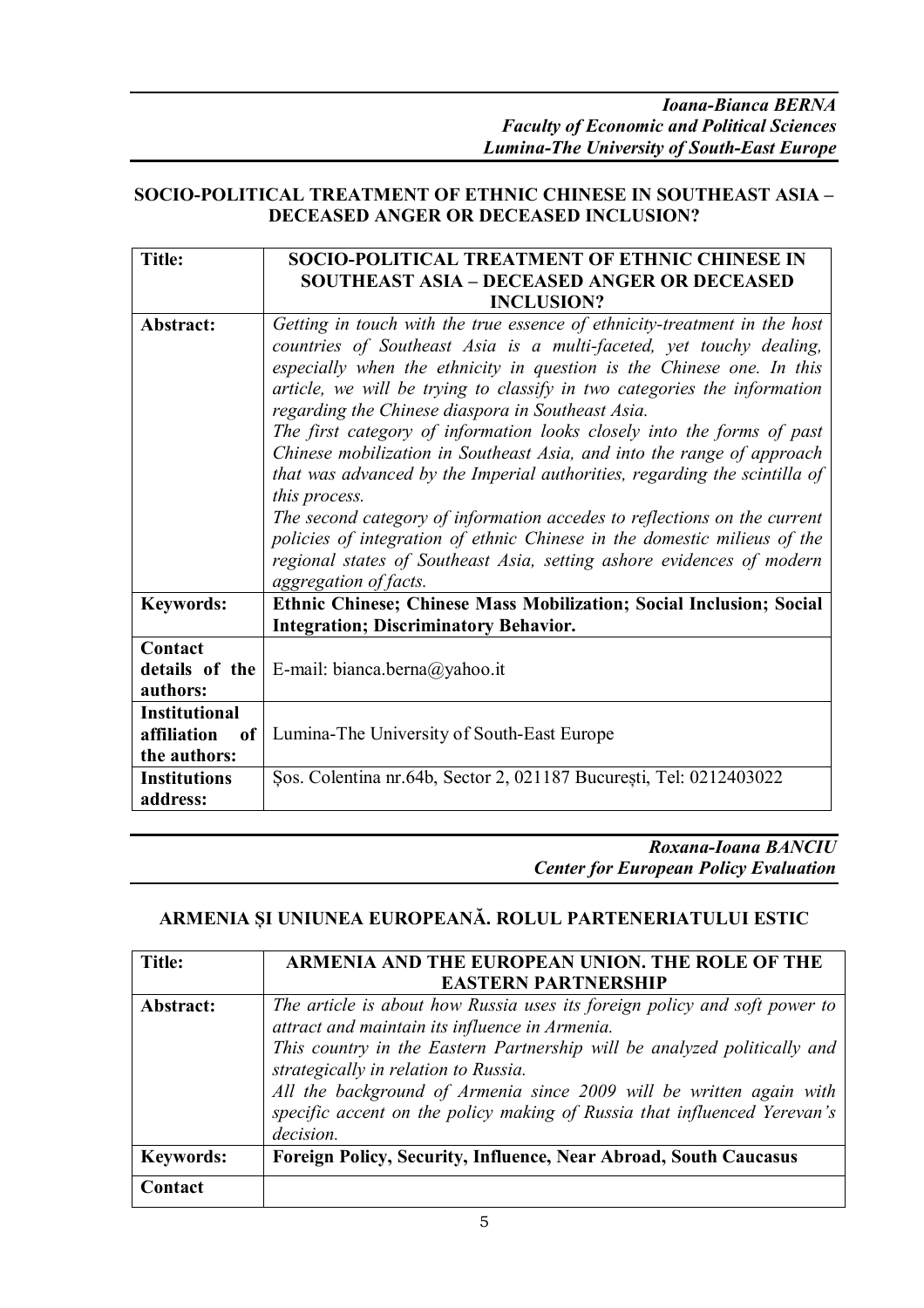***Ioana-Bianca BERNA***
***Faculty of Economic and Political Sciences***
***Lumina-The University of South-East Europe***

## SOCIO-POLITICAL TREATMENT OF ETHNIC CHINESE IN SOUTHEAST ASIA – DECEASED ANGER OR DECEASED INCLUSION?

| **Title:** | **SOCIO-POLITICAL TREATMENT OF ETHNIC CHINESE IN SOUTHEAST ASIA – DECEASED ANGER OR DECEASED INCLUSION?** |
|---|---|
| **Abstract:** | *Getting in touch with the true essence of ethnicity-treatment in the host countries of Southeast Asia is a multi-faceted, yet touchy dealing, especially when the ethnicity in question is the Chinese one. In this article, we will be trying to classify in two categories the information regarding the Chinese diaspora in Southeast Asia.* *The first category of information looks closely into the forms of past Chinese mobilization in Southeast Asia, and into the range of approach that was advanced by the Imperial authorities, regarding the scintilla of this process.* *The second category of information accedes to reflections on the current policies of integration of ethnic Chinese in the domestic milieus of the regional states of Southeast Asia, setting ashore evidences of modern aggregation of facts.* |
| **Keywords:** | **Ethnic Chinese; Chinese Mass Mobilization; Social Inclusion; Social Integration; Discriminatory Behavior.** |
| **Contact details of the authors:** | E-mail: bianca.berna@yahoo.it |
| **Institutional affiliation of the authors:** | Lumina-The University of South-East Europe |
| **Institutions address:** | Şos. Colentina nr.64b, Sector 2, 021187 Bucureşti, Tel: 0212403022 |

***Roxana-Ioana BANCIU***
***Center for European Policy Evaluation***

## ARMENIA ȘI UNIUNEA EUROPEANĂ. ROLUL PARTENERIATULUI ESTIC

| **Title:** | **ARMENIA AND THE EUROPEAN UNION. THE ROLE OF THE EASTERN PARTNERSHIP** |
|---|---|
| **Abstract:** | *The article is about how Russia uses its foreign policy and soft power to attract and maintain its influence in Armenia.* *This country in the Eastern Partnership will be analyzed politically and strategically in relation to Russia.* *All the background of Armenia since 2009 will be written again with specific accent on the policy making of Russia that influenced Yerevan's decision.* |
| **Keywords:** | **Foreign Policy, Security, Influence, Near Abroad, South Caucasus** |
| **Contact** | |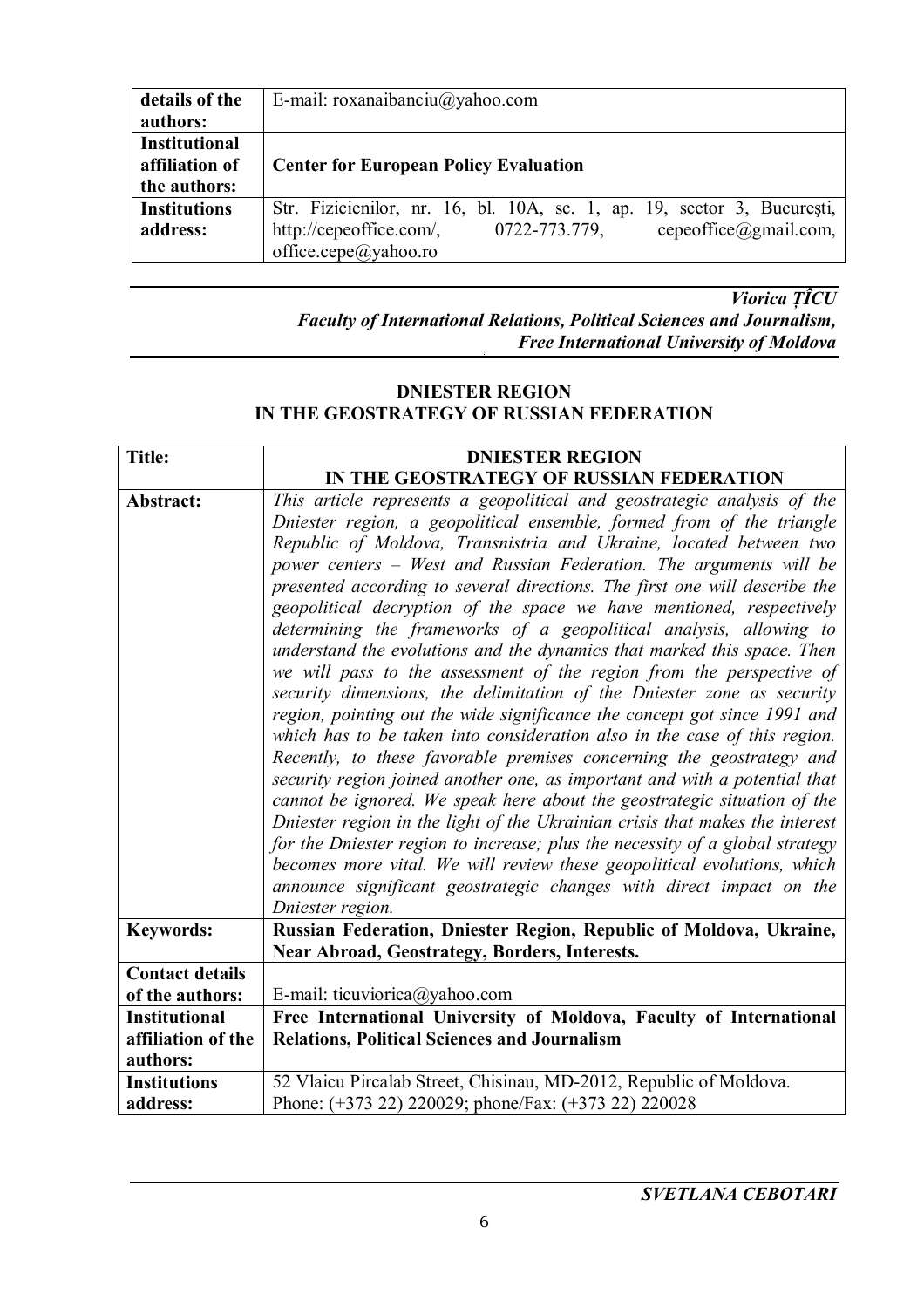| details of the authors: | E-mail: roxanaibanciu@yahoo.com |
|---|---|
| **Institutional affiliation of the authors:** | **Center for European Policy Evaluation** |
| **Institutions address:** | Str. Fizicienilor, nr. 16, bl. 10A, sc. 1, ap. 19, sector 3, București, http://cepeoffice.com/, 0722-773.779, cepeoffice@gmail.com, office.cepe@yahoo.ro |

***Viorica ȚÎCU***
***Faculty of International Relations, Political Sciences and Journalism, Free International University of Moldova***

## DNIESTER REGION IN THE GEOSTRATEGY OF RUSSIAN FEDERATION

| **Title:** | **DNIESTER REGION IN THE GEOSTRATEGY OF RUSSIAN FEDERATION** |
|---|---|
| **Abstract:** | *This article represents a geopolitical and geostrategic analysis of the Dniester region, a geopolitical ensemble, formed from of the triangle Republic of Moldova, Transnistria and Ukraine, located between two power centers – West and Russian Federation. The arguments will be presented according to several directions. The first one will describe the geopolitical decryption of the space we have mentioned, respectively determining the frameworks of a geopolitical analysis, allowing to understand the evolutions and the dynamics that marked this space. Then we will pass to the assessment of the region from the perspective of security dimensions, the delimitation of the Dniester zone as security region, pointing out the wide significance the concept got since 1991 and which has to be taken into consideration also in the case of this region. Recently, to these favorable premises concerning the geostrategy and security region joined another one, as important and with a potential that cannot be ignored. We speak here about the geostrategic situation of the Dniester region in the light of the Ukrainian crisis that makes the interest for the Dniester region to increase; plus the necessity of a global strategy becomes more vital. We will review these geopolitical evolutions, which announce significant geostrategic changes with direct impact on the Dniester region.* |
| **Keywords:** | **Russian Federation, Dniester Region, Republic of Moldova, Ukraine, Near Abroad, Geostrategy, Borders, Interests.** |
| **Contact details of the authors:** | E-mail: ticuviorica@yahoo.com |
| **Institutional affiliation of the authors:** | **Free International University of Moldova, Faculty of International Relations, Political Sciences and Journalism** |
| **Institutions address:** | 52 Vlaicu Pircalab Street, Chisinau, MD-2012, Republic of Moldova. Phone: (+373 22) 220029; phone/Fax: (+373 22) 220028 |

***SVETLANA CEBOTARI***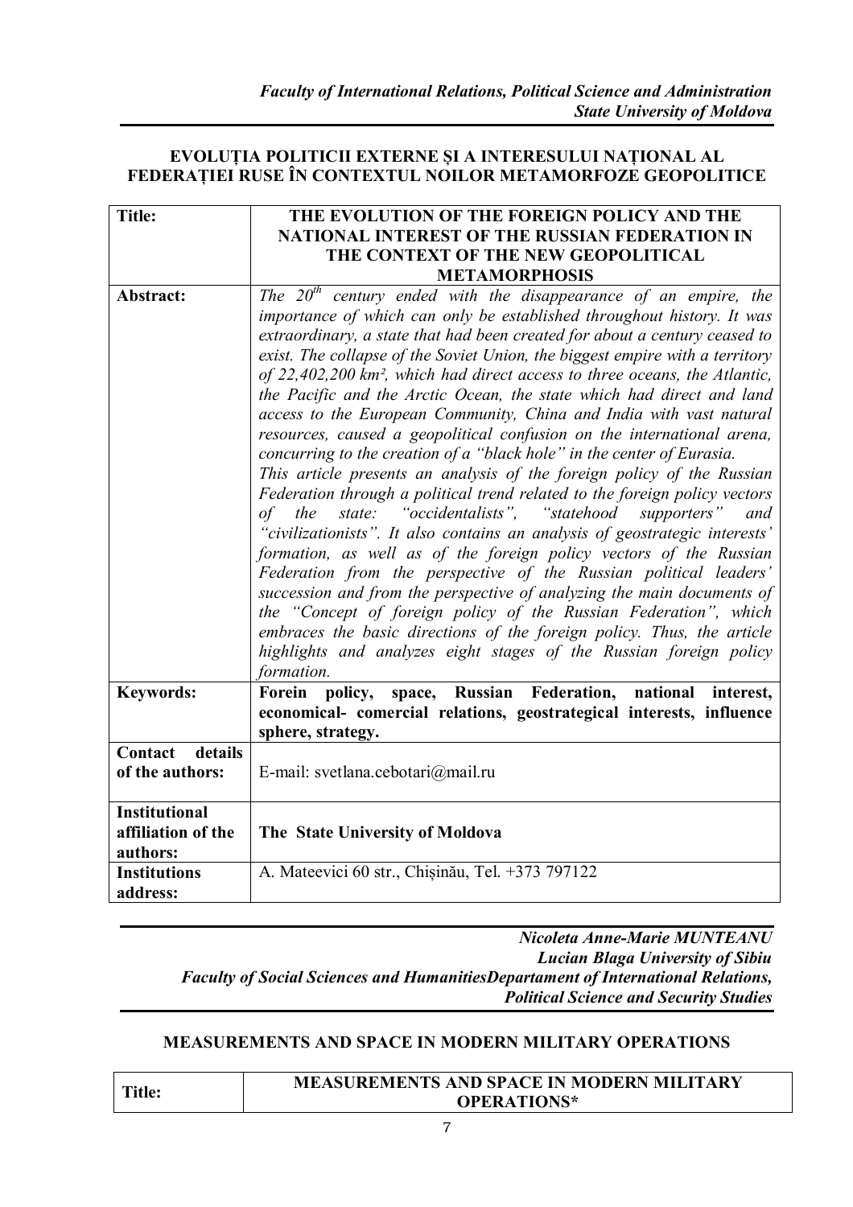*Faculty of International Relations, Political Science and Administration*
*State University of Moldova*

**EVOLUȚIA POLITICII EXTERNE ȘI A INTERESULUI NAȚIONAL AL FEDERAȚIEI RUSE ÎN CONTEXTUL NOILOR METAMORFOZE GEOPOLITICE**

| **Title:** | **THE EVOLUTION OF THE FOREIGN POLICY AND THE NATIONAL INTEREST OF THE RUSSIAN FEDERATION IN THE CONTEXT OF THE NEW GEOPOLITICAL METAMORPHOSIS** |
|---|---|
| **Abstract:** | *The 20th century ended with the disappearance of an empire, the importance of which can only be established throughout history. It was extraordinary, a state that had been created for about a century ceased to exist. The collapse of the Soviet Union, the biggest empire with a territory of 22,402,200 km², which had direct access to three oceans, the Atlantic, the Pacific and the Arctic Ocean, the state which had direct and land access to the European Community, China and India with vast natural resources, caused a geopolitical confusion on the international arena, concurring to the creation of a "black hole" in the center of Eurasia. This article presents an analysis of the foreign policy of the Russian Federation through a political trend related to the foreign policy vectors of the state: "occidentalists", "statehood supporters" and "civilizationists". It also contains an analysis of geostrategic interests' formation, as well as of the foreign policy vectors of the Russian Federation from the perspective of the Russian political leaders' succession and from the perspective of analyzing the main documents of the "Concept of foreign policy of the Russian Federation", which embraces the basic directions of the foreign policy. Thus, the article highlights and analyzes eight stages of the Russian foreign policy formation.* |
| **Keywords:** | **Forein policy, space, Russian Federation, national interest, economical- comercial relations, geostrategical interests, influence sphere, strategy.** |
| **Contact details of the authors:** | E-mail: svetlana.cebotari@mail.ru |
| **Institutional affiliation of the authors:** | **The State University of Moldova** |
| **Institutions address:** | A. Mateevici 60 str., Chișinău, Tel. +373 797122 |

*Nicoleta Anne-Marie MUNTEANU*
*Lucian Blaga University of Sibiu*
*Faculty of Social Sciences and HumanitiesDepartament of International Relations, Political Science and Security Studies*

**MEASUREMENTS AND SPACE IN MODERN MILITARY OPERATIONS**

| **Title:** | **MEASUREMENTS AND SPACE IN MODERN MILITARY OPERATIONS*** |
|---|---|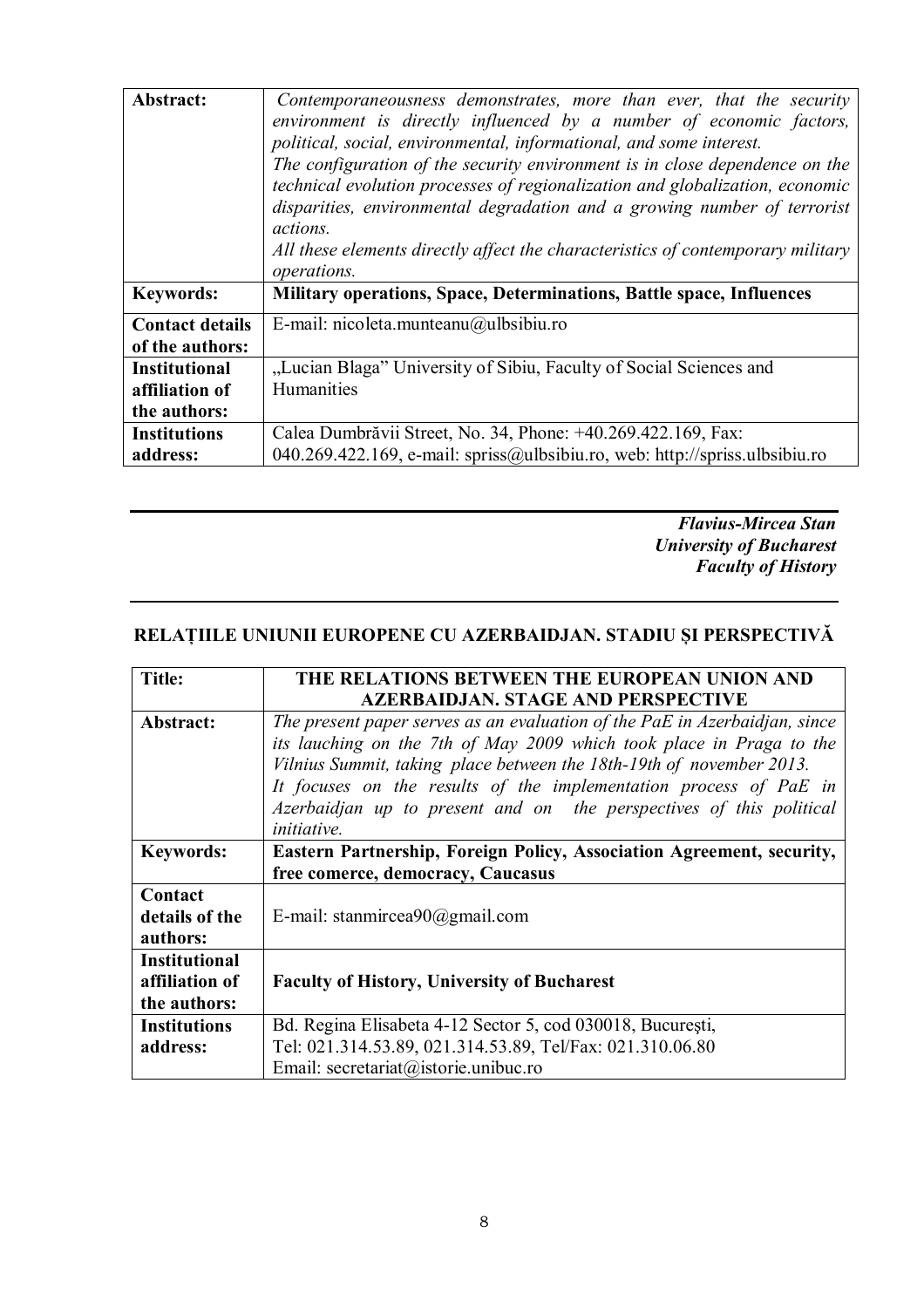| | |
|---|---|
| **Abstract:** | *Contemporaneousness demonstrates, more than ever, that the security environment is directly influenced by a number of economic factors, political, social, environmental, informational, and some interest.* *The configuration of the security environment is in close dependence on the technical evolution processes of regionalization and globalization, economic disparities, environmental degradation and a growing number of terrorist actions.* *All these elements directly affect the characteristics of contemporary military operations.* |
| **Keywords:** | **Military operations, Space, Determinations, Battle space, Influences** |
| **Contact details of the authors:** | E-mail: nicoleta.munteanu@ulbsibiu.ro |
| **Institutional affiliation of the authors:** | „Lucian Blaga" University of Sibiu, Faculty of Social Sciences and Humanities |
| **Institutions address:** | Calea Dumbrăvii Street, No. 34, Phone: +40.269.422.169, Fax: 040.269.422.169, e-mail: spriss@ulbsibiu.ro, web: http://spriss.ulbsibiu.ro |

***Flavius-Mircea Stan***
***University of Bucharest***
***Faculty of History***

## RELAȚIILE UNIUNII EUROPENE CU AZERBAIDJAN. STADIU ȘI PERSPECTIVĂ

| | |
|---|---|
| **Title:** | **THE RELATIONS BETWEEN THE EUROPEAN UNION AND AZERBAIDJAN. STAGE AND PERSPECTIVE** |
| **Abstract:** | *The present paper serves as an evaluation of the PaE in Azerbaidjan, since its lauching on the 7th of May 2009 which took place in Praga to the Vilnius Summit, taking place between the 18th-19th of november 2013.* *It focuses on the results of the implementation process of PaE in Azerbaidjan up to present and on the perspectives of this political initiative.* |
| **Keywords:** | **Eastern Partnership, Foreign Policy, Association Agreement, security, free comerce, democracy, Caucasus** |
| **Contact details of the authors:** | E-mail: stanmircea90@gmail.com |
| **Institutional affiliation of the authors:** | **Faculty of History, University of Bucharest** |
| **Institutions address:** | Bd. Regina Elisabeta 4-12 Sector 5, cod 030018, București, Tel: 021.314.53.89, 021.314.53.89, Tel/Fax: 021.310.06.80 Email: secretariat@istorie.unibuc.ro |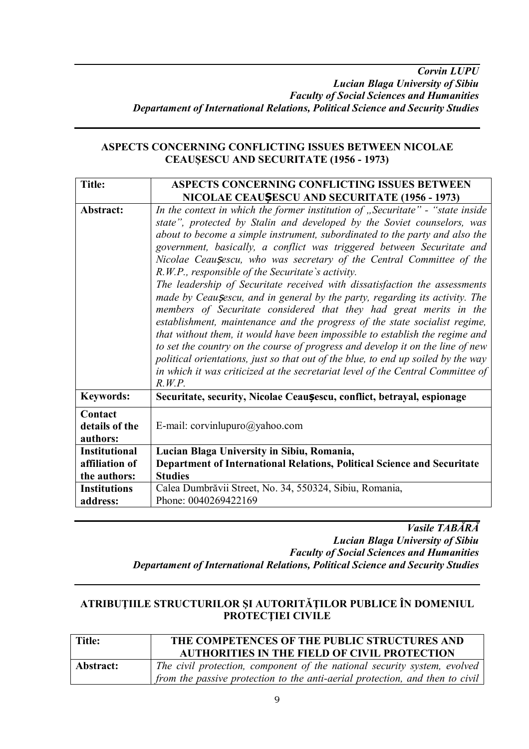***Corvin LUPU***
***Lucian Blaga University of Sibiu***
***Faculty of Social Sciences and Humanities***
***Departament of International Relations, Political Science and Security Studies***

## ASPECTS CONCERNING CONFLICTING ISSUES BETWEEN NICOLAE CEAUȘESCU AND SECURITATE (1956 - 1973)

| **Title:** | **ASPECTS CONCERNING CONFLICTING ISSUES BETWEEN NICOLAE CEAUȘESCU AND SECURITATE (1956 - 1973)** |
|---|---|
| **Abstract:** | *In the context in which the former institution of „Securitate" - "state inside state", protected by Stalin and developed by the Soviet counselors, was about to become a simple instrument, subordinated to the party and also the government, basically, a conflict was triggered between Securitate and Nicolae Ceaușescu, who was secretary of the Central Committee of the R.W.P., responsible of the Securitate`s activity.* *The leadership of Securitate received with dissatisfaction the assessments made by Ceaușescu, and in general by the party, regarding its activity. The members of Securitate considered that they had great merits in the establishment, maintenance and the progress of the state socialist regime, that without them, it would have been impossible to establish the regime and to set the country on the course of progress and develop it on the line of new political orientations, just so that out of the blue, to end up soiled by the way in which it was criticized at the secretariat level of the Central Committee of R.W.P.* |
| **Keywords:** | **Securitate, security, Nicolae Ceaușescu, conflict, betrayal, espionage** |
| **Contact details of the authors:** | E-mail: corvinlupuro@yahoo.com |
| **Institutional affiliation of the authors:** | **Lucian Blaga University in Sibiu, Romania, Department of International Relations, Political Science and Securitate Studies** |
| **Institutions address:** | Calea Dumbrăvii Street, No. 34, 550324, Sibiu, Romania, Phone: 0040269422169 |

***Vasile TABĂRĂ***
***Lucian Blaga University of Sibiu***
***Faculty of Social Sciences and Humanities***
***Departament of International Relations, Political Science and Security Studies***

## ATRIBUŢIILE STRUCTURILOR ŞI AUTORITĂȚILOR PUBLICE ÎN DOMENIUL PROTECŢIEI CIVILE

| **Title:** | **THE COMPETENCES OF THE PUBLIC STRUCTURES AND AUTHORITIES IN THE FIELD OF CIVIL PROTECTION** |
|---|---|
| **Abstract:** | *The civil protection, component of the national security system, evolved from the passive protection to the anti-aerial protection, and then to civil* |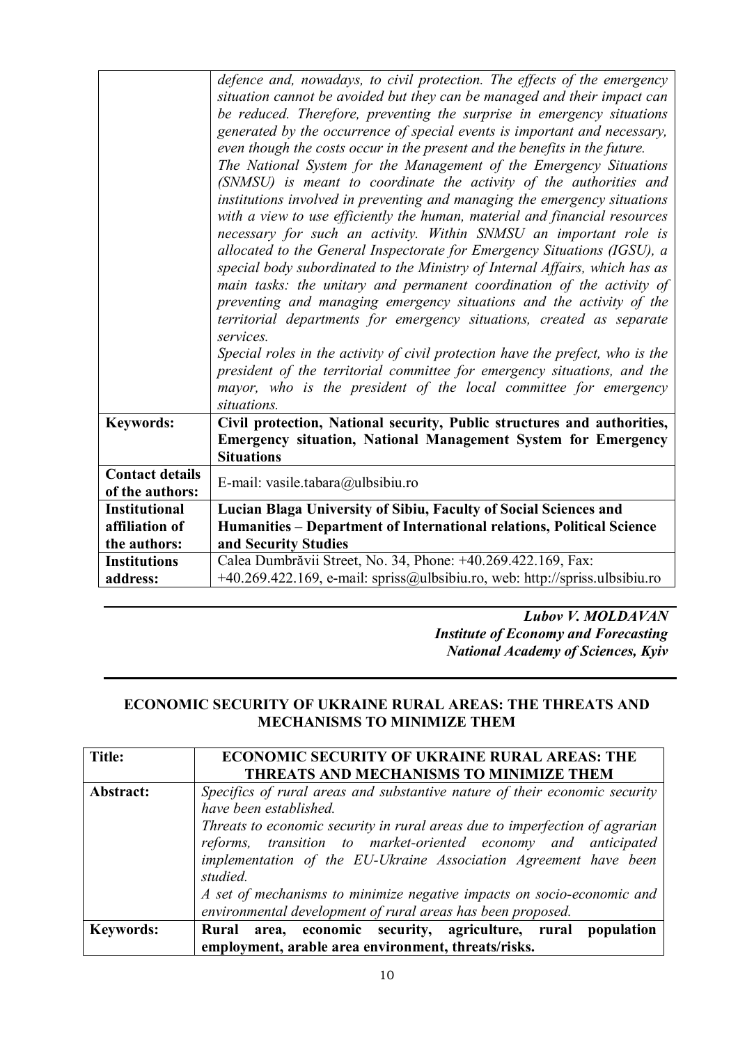| | |
|---|---|
| | *defence and, nowadays, to civil protection. The effects of the emergency situation cannot be avoided but they can be managed and their impact can be reduced. Therefore, preventing the surprise in emergency situations generated by the occurrence of special events is important and necessary, even though the costs occur in the present and the benefits in the future.* *The National System for the Management of the Emergency Situations (SNMSU) is meant to coordinate the activity of the authorities and institutions involved in preventing and managing the emergency situations with a view to use efficiently the human, material and financial resources necessary for such an activity. Within SNMSU an important role is allocated to the General Inspectorate for Emergency Situations (IGSU), a special body subordinated to the Ministry of Internal Affairs, which has as main tasks: the unitary and permanent coordination of the activity of preventing and managing emergency situations and the activity of the territorial departments for emergency situations, created as separate services.* *Special roles in the activity of civil protection have the prefect, who is the president of the territorial committee for emergency situations, and the mayor, who is the president of the local committee for emergency situations.* |
| **Keywords:** | **Civil protection, National security, Public structures and authorities, Emergency situation, National Management System for Emergency Situations** |
| **Contact details of the authors:** | E-mail: vasile.tabara@ulbsibiu.ro |
| **Institutional affiliation of the authors:** | **Lucian Blaga University of Sibiu, Faculty of Social Sciences and Humanities – Department of International relations, Political Science and Security Studies** |
| **Institutions address:** | Calea Dumbrăvii Street, No. 34, Phone: +40.269.422.169, Fax: +40.269.422.169, e-mail: spriss@ulbsibiu.ro, web: http://spriss.ulbsibiu.ro |

***Lubov V. MOLDAVAN***
***Institute of Economy and Forecasting***
***National Academy of Sciences, Kyiv***

## ECONOMIC SECURITY OF UKRAINE RURAL AREAS: THE THREATS AND MECHANISMS TO MINIMIZE THEM

| **Title:** | **ECONOMIC SECURITY OF UKRAINE RURAL AREAS: THE THREATS AND MECHANISMS TO MINIMIZE THEM** |
|---|---|
| **Abstract:** | *Specifics of rural areas and substantive nature of their economic security have been established.* *Threats to economic security in rural areas due to imperfection of agrarian reforms, transition to market-oriented economy and anticipated implementation of the EU-Ukraine Association Agreement have been studied.* *A set of mechanisms to minimize negative impacts on socio-economic and environmental development of rural areas has been proposed.* |
| **Keywords:** | **Rural area, economic security, agriculture, rural population employment, arable area environment, threats/risks.** |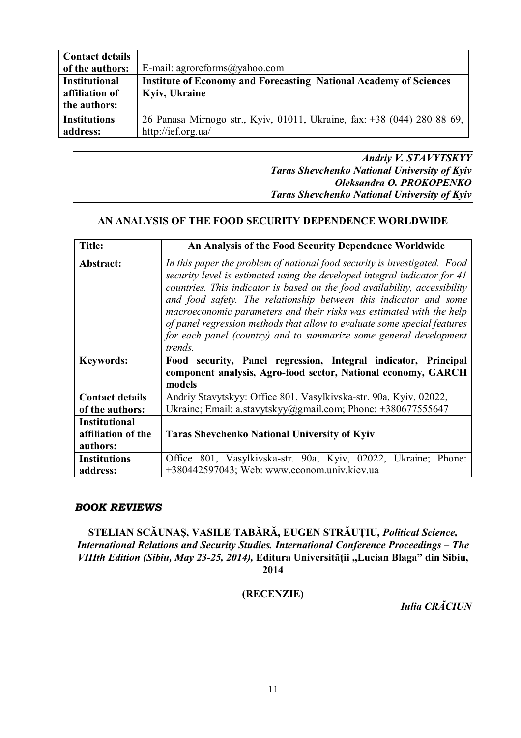| **Contact details of the authors:** | E-mail: agroreforms@yahoo.com |
|---|---|
| **Institutional affiliation of the authors:** | **Institute of Economy and Forecasting National Academy of Sciences Kyiv, Ukraine** |
| **Institutions address:** | 26 Panasa Mirnogo str., Kyiv, 01011, Ukraine, fax: +38 (044) 280 88 69, http://ief.org.ua/ |

***Andriy V. STAVYTSKYY***
***Taras Shevchenko National University of Kyiv***
***Oleksandra O. PROKOPENKO***
***Taras Shevchenko National University of Kyiv***

**AN ANALYSIS OF THE FOOD SECURITY DEPENDENCE WORLDWIDE**

| **Title:** | **An Analysis of the Food Security Dependence Worldwide** |
|---|---|
| **Abstract:** | *In this paper the problem of national food security is investigated. Food security level is estimated using the developed integral indicator for 41 countries. This indicator is based on the food availability, accessibility and food safety. The relationship between this indicator and some macroeconomic parameters and their risks was estimated with the help of panel regression methods that allow to evaluate some special features for each panel (country) and to summarize some general development trends.* |
| **Keywords:** | **Food security, Panel regression, Integral indicator, Principal component analysis, Agro-food sector, National economy, GARCH models** |
| **Contact details of the authors:** | Andriy Stavytskyy: Office 801, Vasylkivska-str. 90a, Kyiv, 02022, Ukraine; Email: a.stavytskyy@gmail.com; Phone: +380677555647 |
| **Institutional affiliation of the authors:** | **Taras Shevchenko National University of Kyiv** |
| **Institutions address:** | Office 801, Vasylkivska-str. 90a, Kyiv, 02022, Ukraine; Phone: +380442597043; Web: www.econom.univ.kiev.ua |

## ***BOOK REVIEWS***

**STELIAN SCĂUNAȘ, VASILE TABĂRĂ, EUGEN STRĂUȚIU,** ***Political Science, International Relations and Security Studies. International Conference Proceedings – The VIIIth Edition (Sibiu, May 23-25, 2014),*** **Editura Universității „Lucian Blaga" din Sibiu, 2014**

**(RECENZIE)**

***Iulia CRĂCIUN***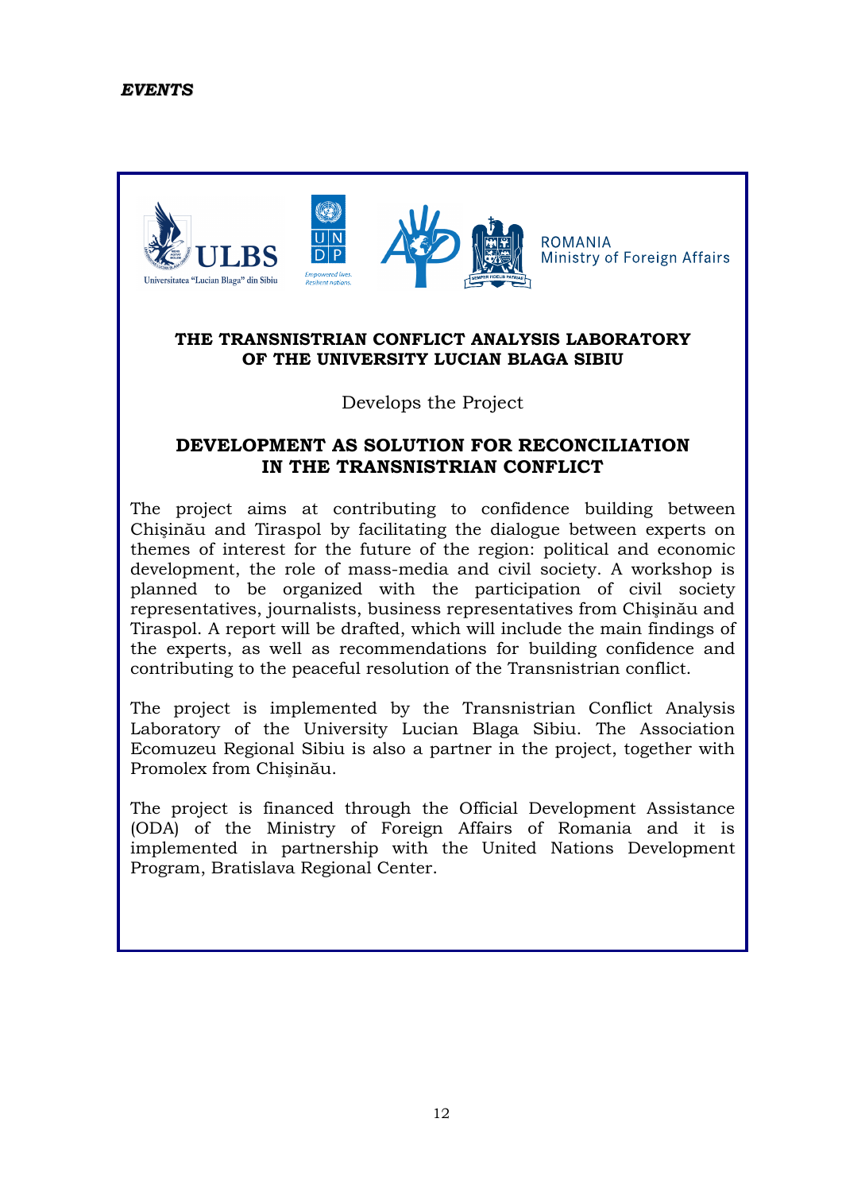*EVENTS*

ULBS
Universitatea "Lucian Blaga" din Sibiu

UN
DP
Empowered lives.
Resilient nations.

ROMANIA
Ministry of Foreign Affairs

**THE TRANSNISTRIAN CONFLICT ANALYSIS LABORATORY OF THE UNIVERSITY LUCIAN BLAGA SIBIU**

Develops the Project

**DEVELOPMENT AS SOLUTION FOR RECONCILIATION IN THE TRANSNISTRIAN CONFLICT**

The project aims at contributing to confidence building between Chişinău and Tiraspol by facilitating the dialogue between experts on themes of interest for the future of the region: political and economic development, the role of mass-media and civil society. A workshop is planned to be organized with the participation of civil society representatives, journalists, business representatives from Chişinău and Tiraspol. A report will be drafted, which will include the main findings of the experts, as well as recommendations for building confidence and contributing to the peaceful resolution of the Transnistrian conflict.

The project is implemented by the Transnistrian Conflict Analysis Laboratory of the University Lucian Blaga Sibiu. The Association Ecomuzeu Regional Sibiu is also a partner in the project, together with Promolex from Chişinău.

The project is financed through the Official Development Assistance (ODA) of the Ministry of Foreign Affairs of Romania and it is implemented in partnership with the United Nations Development Program, Bratislava Regional Center.